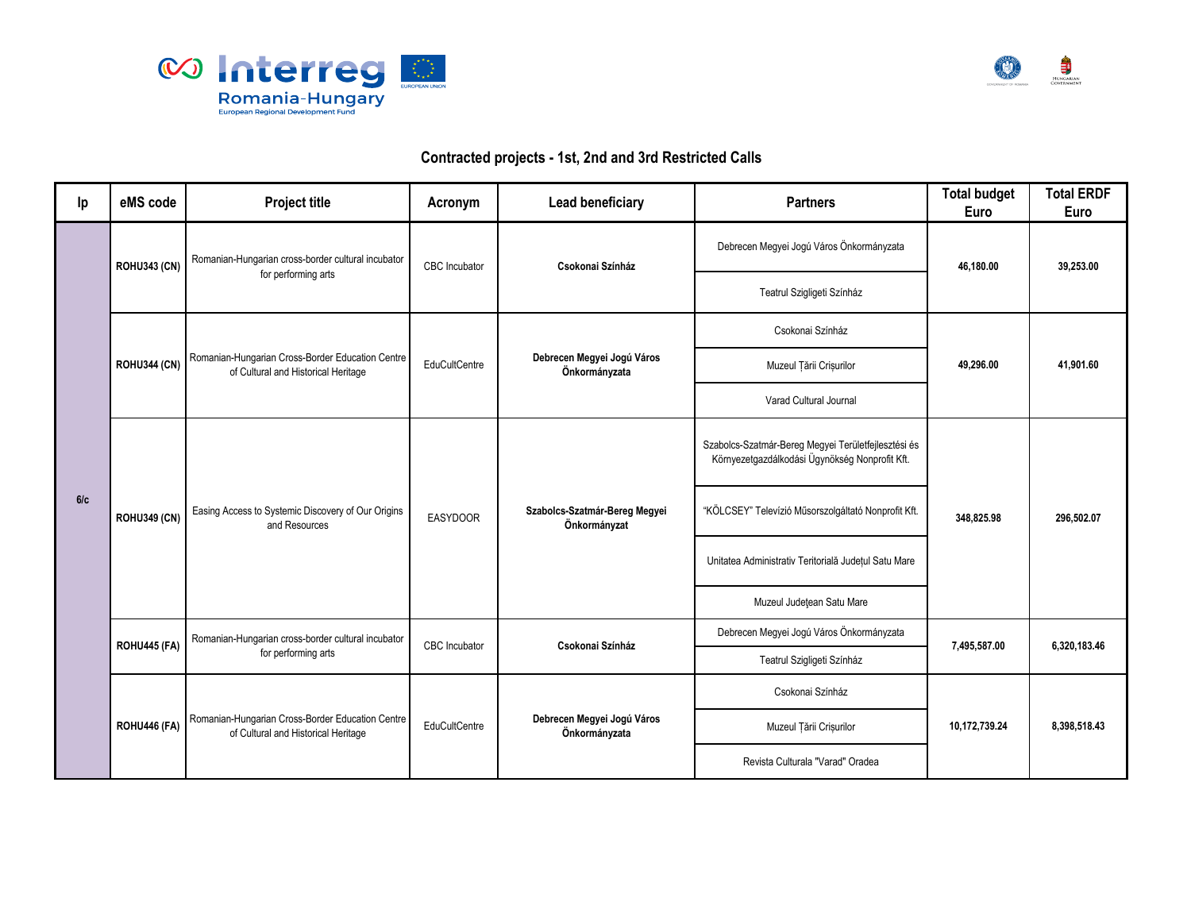## Contracted projects - 1st, 2nd and 3rd Restricted Calls

| Ip | eMS code | Project title | Acronym | Lead beneficiary | Partners | Total budget Euro | Total ERDF Euro |
|---|---|---|---|---|---|---|---|
| 6/c | ROHU343 (CN) | Romanian-Hungarian cross-border cultural incubator for performing arts | CBC Incubator | **Csokonai Színház** | Debrecen Megyei Jogú Város Önkormányzata | **46,180.00** | **39,253.00** |
| | | | | | Teatrul Szigligeti Színház | | |
| | ROHU344 (CN) | Romanian-Hungarian Cross-Border Education Centre of Cultural and Historical Heritage | EduCultCentre | **Debrecen Megyei Jogú Város Önkormányzata** | Csokonai Színház | **49,296.00** | **41,901.60** |
| | | | | | Muzeul Ţării Crişurilor | | |
| | | | | | Varad Cultural Journal | | |
| | ROHU349 (CN) | Easing Access to Systemic Discovery of Our Origins and Resources | EASYDOOR | **Szabolcs-Szatmár-Bereg Megyei Önkormányzat** | Szabolcs-Szatmár-Bereg Megyei Területfejlesztési és Környezetgazdálkodási Ügynökség Nonprofit Kft. | **348,825.98** | **296,502.07** |
| | | | | | "KÖLCSEY" Televízió Műsorszolgáltató Nonprofit Kft. | | |
| | | | | | Unitatea Administrativ Teritorială Judeţul Satu Mare | | |
| | | | | | Muzeul Judeţean Satu Mare | | |
| | ROHU445 (FA) | Romanian-Hungarian cross-border cultural incubator for performing arts | CBC Incubator | **Csokonai Színház** | Debrecen Megyei Jogú Város Önkormányzata | **7,495,587.00** | **6,320,183.46** |
| | | | | | Teatrul Szigligeti Színház | | |
| | ROHU446 (FA) | Romanian-Hungarian Cross-Border Education Centre of Cultural and Historical Heritage | EduCultCentre | **Debrecen Megyei Jogú Város Önkormányzata** | Csokonai Színház | **10,172,739.24** | **8,398,518.43** |
| | | | | | Muzeul Ţării Crişurilor | | |
| | | | | | Revista Culturala "Varad" Oradea | | |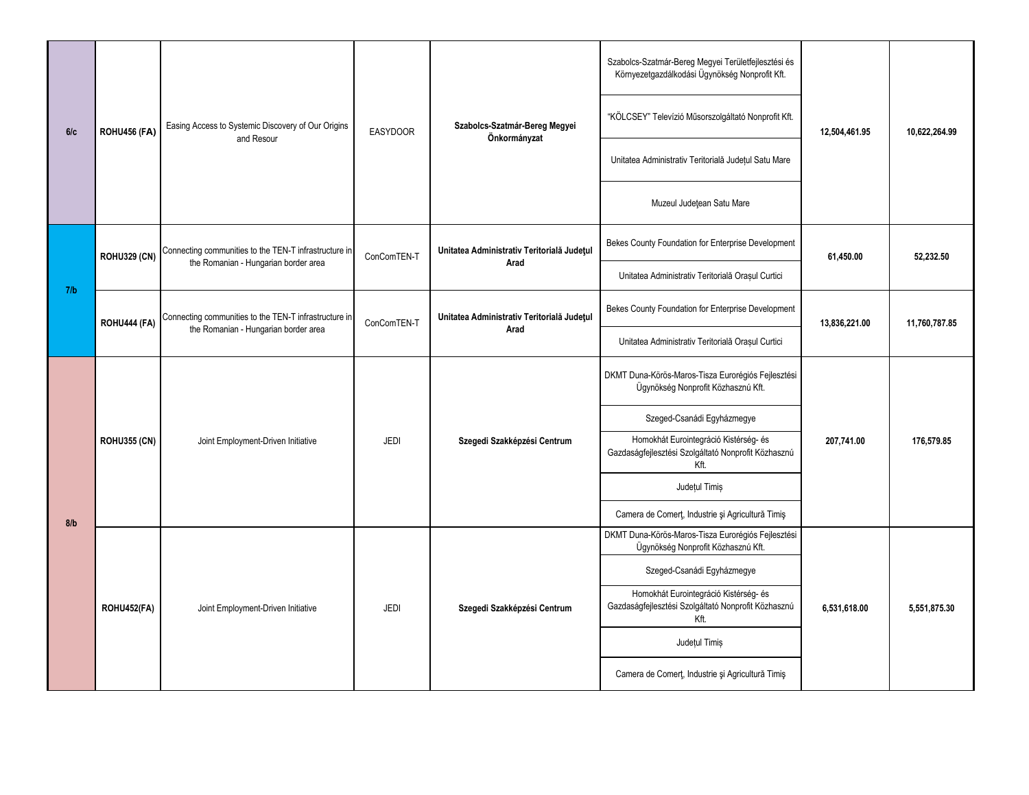| | | | | | | | |
|---|---|---|---|---|---|---|---|
| 6/c | ROHU456 (FA) | Easing Access to Systemic Discovery of Our Origins and Resour | EASYDOOR | **Szabolcs-Szatmár-Bereg Megyei Önkormányzat** | Szabolcs-Szatmár-Bereg Megyei Területfejlesztési és Környezetgazdálkodási Ügynökség Nonprofit Kft. | 12,504,461.95 | 10,622,264.99 |
| | | | | | "KÖLCSEY" Televízió Műsorszolgáltató Nonprofit Kft. | | |
| | | | | | Unitatea Administrativ Teritorială Județul Satu Mare | | |
| | | | | | Muzeul Judeţean Satu Mare | | |
| 7/b | ROHU329 (CN) | Connecting communities to the TEN-T infrastructure in the Romanian - Hungarian border area | ConComTEN-T | **Unitatea Administrativ Teritorială Județul Arad** | Bekes County Foundation for Enterprise Development | 61,450.00 | 52,232.50 |
| | | | | | Unitatea Administrativ Teritorială Orașul Curtici | | |
| | ROHU444 (FA) | Connecting communities to the TEN-T infrastructure in the Romanian - Hungarian border area | ConComTEN-T | **Unitatea Administrativ Teritorială Județul Arad** | Bekes County Foundation for Enterprise Development | 13,836,221.00 | 11,760,787.85 |
| | | | | | Unitatea Administrativ Teritorială Orașul Curtici | | |
| 8/b | ROHU355 (CN) | Joint Employment-Driven Initiative | JEDI | **Szegedi Szakképzési Centrum** | DKMT Duna-Körös-Maros-Tisza Eurorégiós Fejlesztési Ügynökség Nonprofit Közhasznú Kft. | 207,741.00 | 176,579.85 |
| | | | | | Szeged-Csanádi Egyházmegye | | |
| | | | | | Homokhát Eurointegráció Kistérség- és Gazdaságfejlesztési Szolgáltató Nonprofit Közhasznú Kft. | | |
| | | | | | Județul Timiș | | |
| | | | | | Camera de Comerţ, Industrie şi Agricultură Timiş | | |
| | ROHU452(FA) | Joint Employment-Driven Initiative | JEDI | **Szegedi Szakképzési Centrum** | DKMT Duna-Körös-Maros-Tisza Eurorégiós Fejlesztési Ügynökség Nonprofit Közhasznú Kft. | 6,531,618.00 | 5,551,875.30 |
| | | | | | Szeged-Csanádi Egyházmegye | | |
| | | | | | Homokhát Eurointegráció Kistérség- és Gazdaságfejlesztési Szolgáltató Nonprofit Közhasznú Kft. | | |
| | | | | | Județul Timiș | | |
| | | | | | Camera de Comerţ, Industrie şi Agricultură Timiş | | |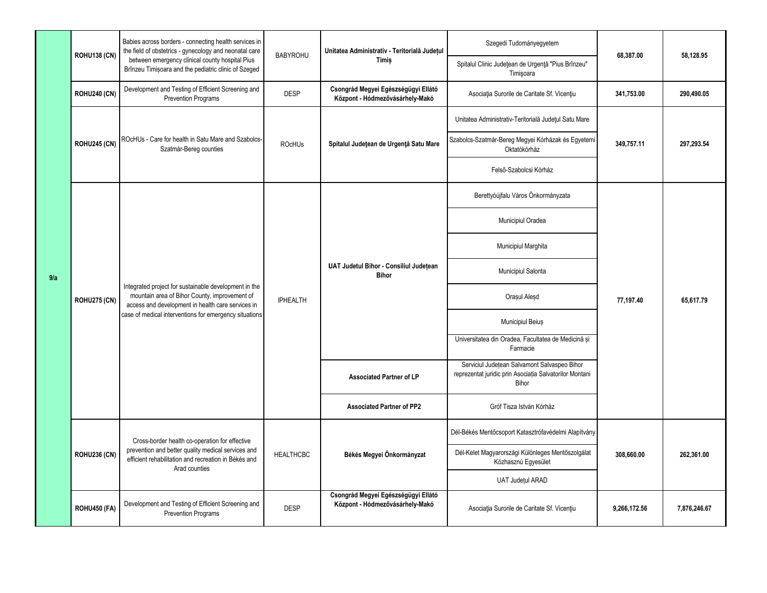| | | | | | | | |
|---|---|---|---|---|---|---|---|
| 9/a | ROHU138 (CN) | Babies across borders - connecting health services in the field of obstetrics - gynecology and neonatal care between emergency clinical county hospital Pius Brînzeu Timișoara and the pediatric clinic of Szeged | BABYROHU | **Unitatea Administrativ - Teritorială Județul Timiș** | Szegedi Tudományegyetem | **68,387.00** | **58,128.95** |
| | | | | | Spitalul Clinic Judeţean de Urgenţă "Pius Brînzeu" Timişoara | | |
| | ROHU240 (CN) | Development and Testing of Efficient Screening and Prevention Programs | DESP | **Csongrád Megyei Egészségügyi Ellátó Központ - Hódmezővásárhely-Makó** | Asociaţia Surorile de Caritate Sf. Vicenţiu | **341,753.00** | **290,490.05** |
| | ROHU245 (CN) | ROcHUs - Care for health in Satu Mare and Szabolcs-Szatmár-Bereg counties | ROcHUs | **Spitalul Judeţean de Urgenţă Satu Mare** | Unitatea Administrativ-Teritorială Județul Satu Mare | **349,757.11** | **297,293.54** |
| | | | | | Szabolcs-Szatmár-Bereg Megyei Kórházak és Egyetemi Oktatókórház | | |
| | | | | | Felső-Szabolcsi Kórház | | |
| | ROHU275 (CN) | Integrated project for sustainable development in the mountain area of Bihor County, improvement of access and development in health care services in case of medical interventions for emergency situations | IPHEALTH | **UAT Judetul Bihor - Consiliul Județean Bihor** | Berettyóújfalu Város Önkormányzata | **77,197.40** | **65,617.79** |
| | | | | | Municipiul Oradea | | |
| | | | | | Municipiul Marghita | | |
| | | | | | Municipiul Salonta | | |
| | | | | | Orașul Aleșd | | |
| | | | | | Municipiul Beiuș | | |
| | | | | | Universitatea din Oradea, Facultatea de Medicină și Farmacie | | |
| | | | | **Associated Partner of LP** | Serviciul Județean Salvamont Salvaspeo Bihor reprezentat juridic prin Asociația Salvatorilor Montani Bihor | | |
| | | | | **Associated Partner of PP2** | Gróf Tisza István Kórház | | |
| | ROHU236 (CN) | Cross-border health co-operation for effective prevention and better quality medical services and efficient rehabilitation and recreation in Békés and Arad counties | HEALTHCBC | **Békés Megyei Önkormányzat** | Dél-Békés Mentőcsoport Katasztrófavédelmi Alapítvány | **308,660.00** | **262,361.00** |
| | | | | | Dél-Kelet Magyarországi Különleges Mentőszolgálat Közhasznú Egyesület | | |
| | | | | | UAT Județul ARAD | | |
| | ROHU450 (FA) | Development and Testing of Efficient Screening and Prevention Programs | DESP | **Csongrád Megyei Egészségügyi Ellátó Központ - Hódmezővásárhely-Makó** | Asociaţia Surorile de Caritate Sf. Vicenţiu | **9,266,172.56** | **7,876,246.67** |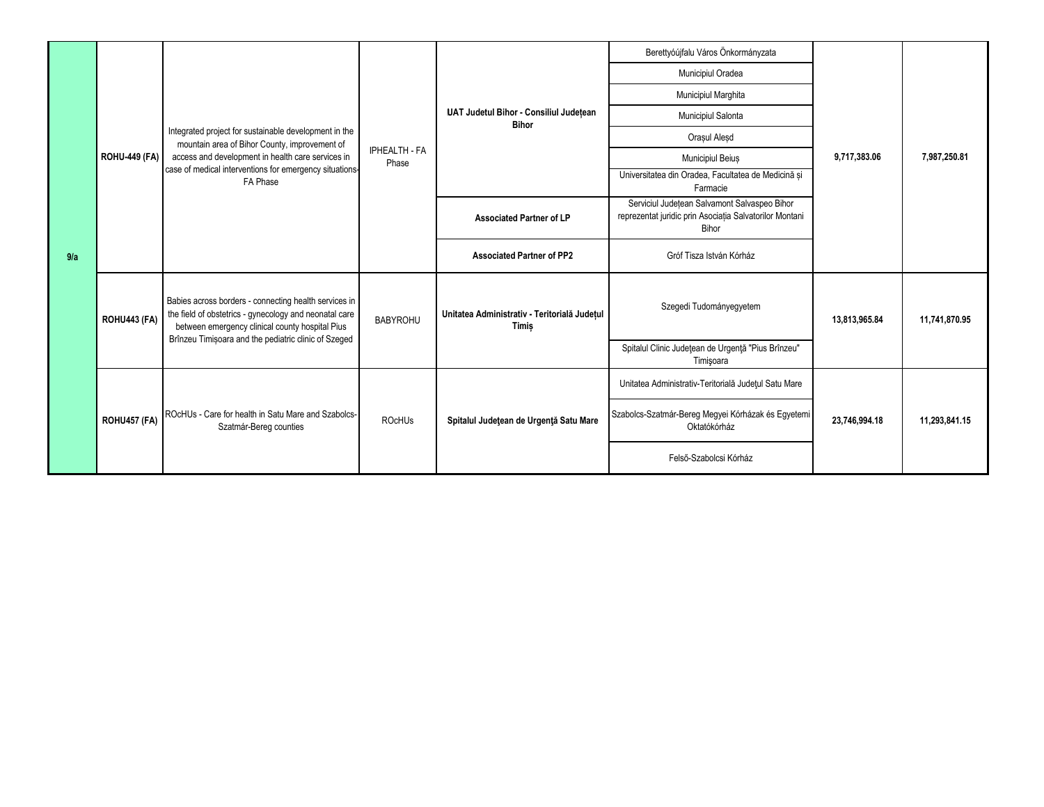| | | | | | | | |
|---|---|---|---|---|---|---|---|
| 9/a | ROHU-449 (FA) | Integrated project for sustainable development in the mountain area of Bihor County, improvement of access and development in health care services in case of medical interventions for emergency situations-FA Phase | IPHEALTH - FA Phase | UAT Judetul Bihor - Consiliul Județean Bihor | Berettyóújfalu Város Önkormányzata | 9,717,383.06 | 7,987,250.81 |
| | | | | | Municipiul Oradea | | |
| | | | | | Municipiul Marghita | | |
| | | | | | Municipiul Salonta | | |
| | | | | | Orașul Aleșd | | |
| | | | | | Municipiul Beiuș | | |
| | | | | | Universitatea din Oradea, Facultatea de Medicină și Farmacie | | |
| | | | | Associated Partner of LP | Serviciul Județean Salvamont Salvaspeo Bihor reprezentat juridic prin Asociația Salvatorilor Montani Bihor | | |
| | | | | Associated Partner of PP2 | Gróf Tisza István Kórház | | |
| | ROHU443 (FA) | Babies across borders - connecting health services in the field of obstetrics - gynecology and neonatal care between emergency clinical county hospital Pius Brînzeu Timișoara and the pediatric clinic of Szeged | BABYROHU | Unitatea Administrativ - Teritorială Județul Timiș | Szegedi Tudományegyetem | 13,813,965.84 | 11,741,870.95 |
| | | | | | Spitalul Clinic Judeţean de Urgenţă "Pius Brînzeu" Timişoara | | |
| | ROHU457 (FA) | ROcHUs - Care for health in Satu Mare and Szabolcs-Szatmár-Bereg counties | ROcHUs | Spitalul Judeţean de Urgenţă Satu Mare | Unitatea Administrativ-Teritorială Judeţul Satu Mare | 23,746,994.18 | 11,293,841.15 |
| | | | | | Szabolcs-Szatmár-Bereg Megyei Kórházak és Egyetemi Oktatókórház | | |
| | | | | | Felső-Szabolcsi Kórház | | |